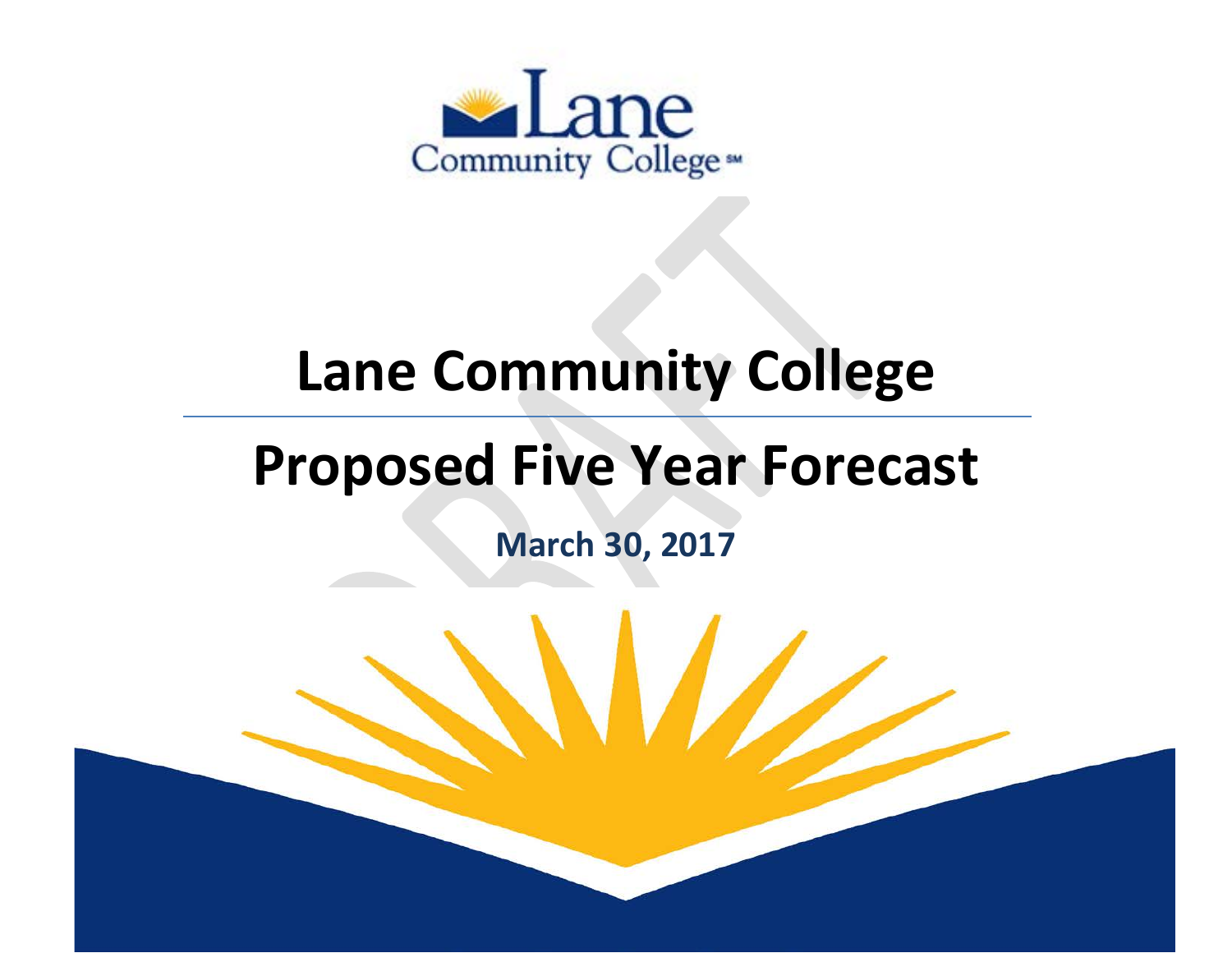Lane Community College

# Lane Community College

## Proposed Five Year Forecast

**March 30, 2017**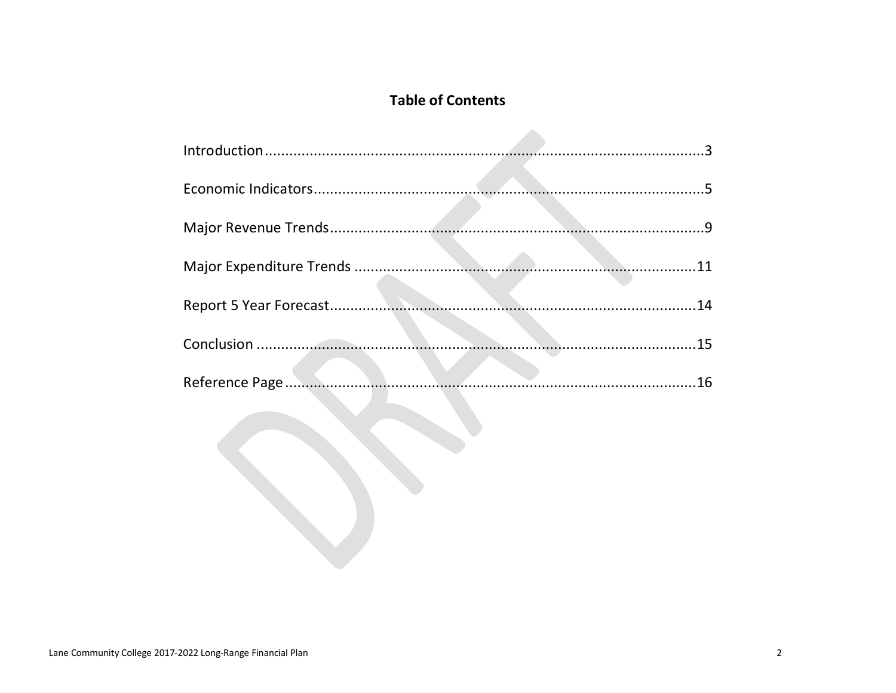# Table of Contents

Introduction....................................................................................................3

Economic Indicators.......................................................................................5

Major Revenue Trends....................................................................................9

Major Expenditure Trends ............................................................................11

Report 5 Year Forecast..................................................................................14

Conclusion ....................................................................................................15

Reference Page .............................................................................................16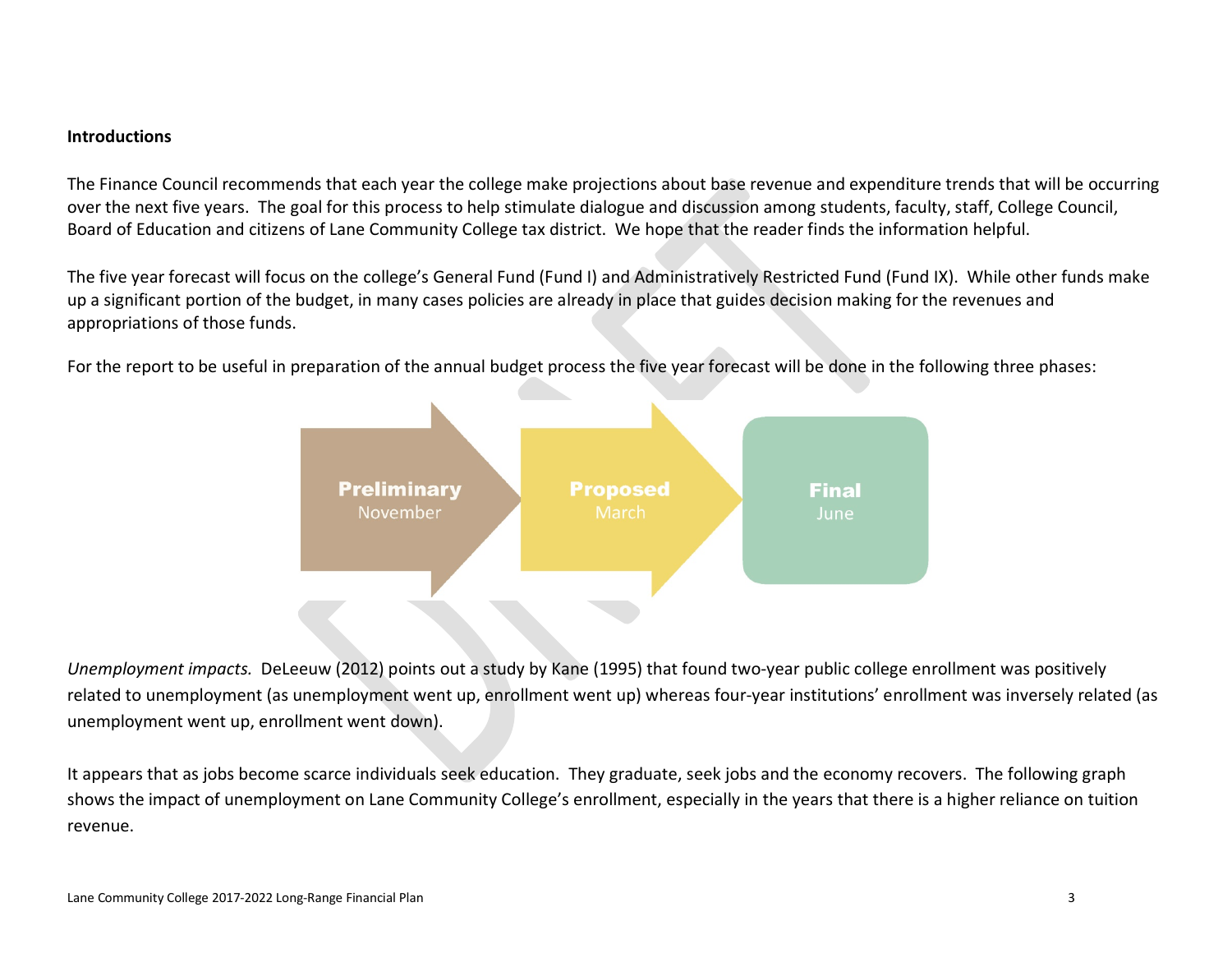**Introductions**

The Finance Council recommends that each year the college make projections about base revenue and expenditure trends that will be occurring over the next five years. The goal for this process to help stimulate dialogue and discussion among students, faculty, staff, College Council, Board of Education and citizens of Lane Community College tax district. We hope that the reader finds the information helpful.

The five year forecast will focus on the college's General Fund (Fund I) and Administratively Restricted Fund (Fund IX). While other funds make up a significant portion of the budget, in many cases policies are already in place that guides decision making for the revenues and appropriations of those funds.

For the report to be useful in preparation of the annual budget process the five year forecast will be done in the following three phases:

**Preliminary** November → **Proposed** March → **Final** June

*Unemployment impacts.* DeLeeuw (2012) points out a study by Kane (1995) that found two-year public college enrollment was positively related to unemployment (as unemployment went up, enrollment went up) whereas four-year institutions' enrollment was inversely related (as unemployment went up, enrollment went down).

It appears that as jobs become scarce individuals seek education. They graduate, seek jobs and the economy recovers. The following graph shows the impact of unemployment on Lane Community College's enrollment, especially in the years that there is a higher reliance on tuition revenue.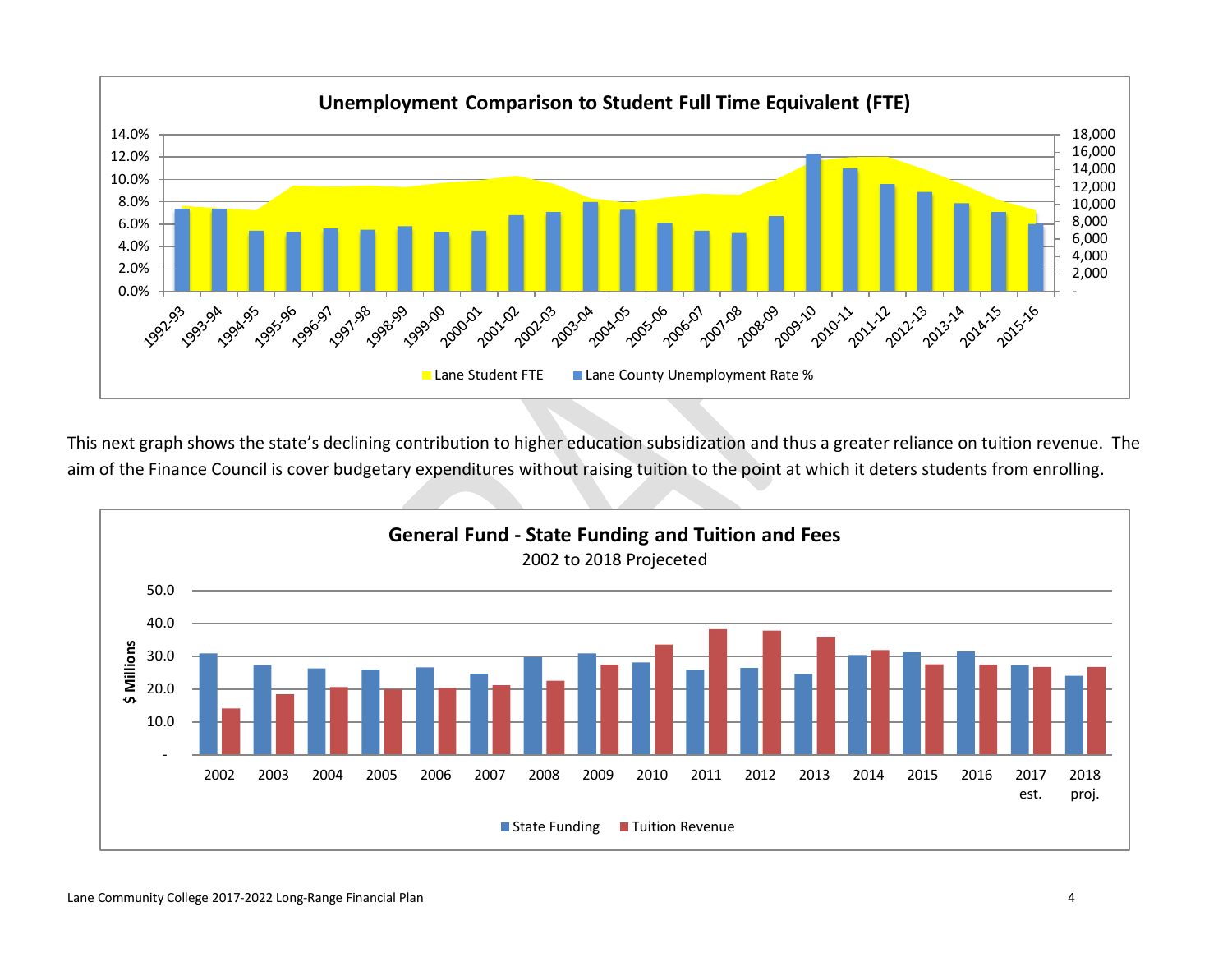**Unemployment Comparison to Student Full Time Equivalent (FTE)**

Lane Student FTE | Lane County Unemployment Rate %

This next graph shows the state's declining contribution to higher education subsidization and thus a greater reliance on tuition revenue. The aim of the Finance Council is cover budgetary expenditures without raising tuition to the point at which it deters students from enrolling.

**General Fund - State Funding and Tuition and Fees**

2002 to 2018 Projeceted

State Funding | Tuition Revenue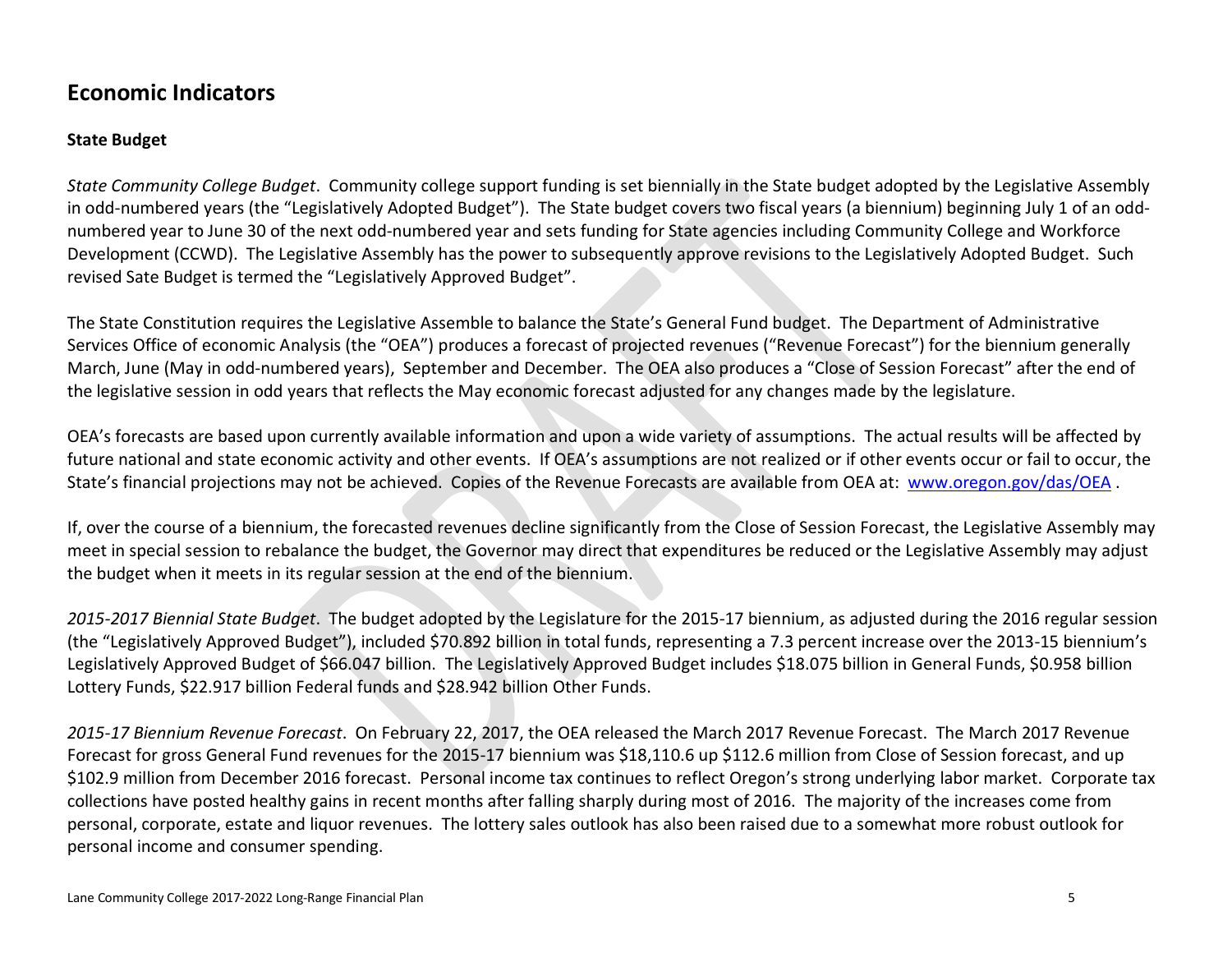## Economic Indicators

### State Budget

*State Community College Budget*. Community college support funding is set biennially in the State budget adopted by the Legislative Assembly in odd-numbered years (the "Legislatively Adopted Budget"). The State budget covers two fiscal years (a biennium) beginning July 1 of an odd-numbered year to June 30 of the next odd-numbered year and sets funding for State agencies including Community College and Workforce Development (CCWD). The Legislative Assembly has the power to subsequently approve revisions to the Legislatively Adopted Budget. Such revised Sate Budget is termed the "Legislatively Approved Budget".

The State Constitution requires the Legislative Assemble to balance the State's General Fund budget. The Department of Administrative Services Office of economic Analysis (the "OEA") produces a forecast of projected revenues ("Revenue Forecast") for the biennium generally March, June (May in odd-numbered years), September and December. The OEA also produces a "Close of Session Forecast" after the end of the legislative session in odd years that reflects the May economic forecast adjusted for any changes made by the legislature.

OEA's forecasts are based upon currently available information and upon a wide variety of assumptions. The actual results will be affected by future national and state economic activity and other events. If OEA's assumptions are not realized or if other events occur or fail to occur, the State's financial projections may not be achieved. Copies of the Revenue Forecasts are available from OEA at: [www.oregon.gov/das/OEA](http://www.oregon.gov/das/OEA) .

If, over the course of a biennium, the forecasted revenues decline significantly from the Close of Session Forecast, the Legislative Assembly may meet in special session to rebalance the budget, the Governor may direct that expenditures be reduced or the Legislative Assembly may adjust the budget when it meets in its regular session at the end of the biennium.

*2015-2017 Biennial State Budget*. The budget adopted by the Legislature for the 2015-17 biennium, as adjusted during the 2016 regular session (the "Legislatively Approved Budget"), included $70.892 billion in total funds, representing a 7.3 percent increase over the 2013-15 biennium's Legislatively Approved Budget of $66.047 billion. The Legislatively Approved Budget includes $18.075 billion in General Funds, $0.958 billion Lottery Funds, $22.917 billion Federal funds and $28.942 billion Other Funds.

*2015-17 Biennium Revenue Forecast*. On February 22, 2017, the OEA released the March 2017 Revenue Forecast. The March 2017 Revenue Forecast for gross General Fund revenues for the 2015-17 biennium was $18,110.6 up $112.6 million from Close of Session forecast, and up $102.9 million from December 2016 forecast. Personal income tax continues to reflect Oregon's strong underlying labor market. Corporate tax collections have posted healthy gains in recent months after falling sharply during most of 2016. The majority of the increases come from personal, corporate, estate and liquor revenues. The lottery sales outlook has also been raised due to a somewhat more robust outlook for personal income and consumer spending.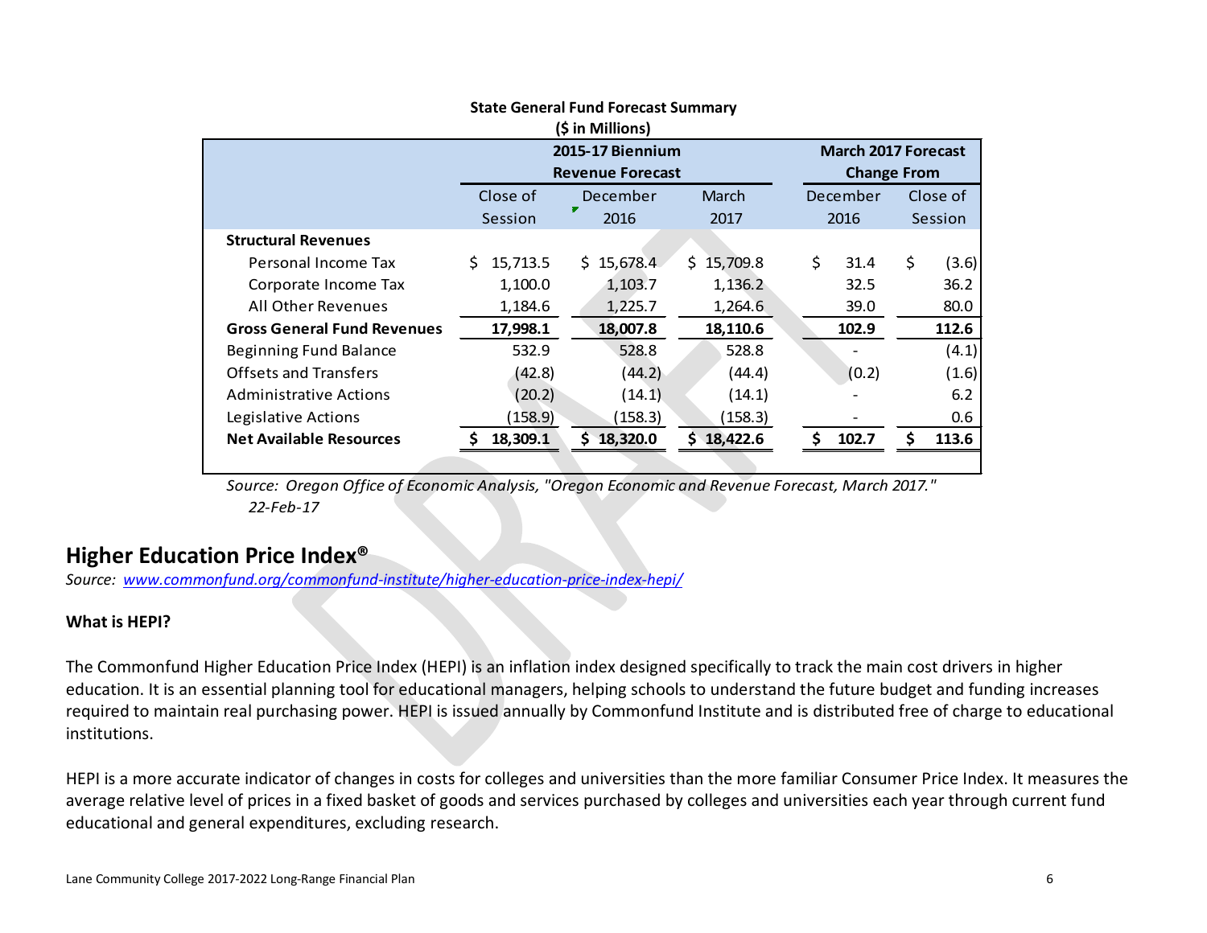**State General Fund Forecast Summary**
**($ in Millions)**

| | **2015-17 Biennium Revenue Forecast** | | | **March 2017 Forecast Change From** | |
|---|---|---|---|---|---|
| | Close of Session | December 2016 | March 2017 | December 2016 | Close of Session |
| **Structural Revenues** | | | | | |
| Personal Income Tax | $ 15,713.5 | $ 15,678.4 | $ 15,709.8 | $ 31.4 | $ (3.6) |
| Corporate Income Tax | 1,100.0 | 1,103.7 | 1,136.2 | 32.5 | 36.2 |
| All Other Revenues | 1,184.6 | 1,225.7 | 1,264.6 | 39.0 | 80.0 |
| **Gross General Fund Revenues** | **17,998.1** | **18,007.8** | **18,110.6** | **102.9** | **112.6** |
| Beginning Fund Balance | 532.9 | 528.8 | 528.8 | - | (4.1) |
| Offsets and Transfers | (42.8) | (44.2) | (44.4) | (0.2) | (1.6) |
| Administrative Actions | (20.2) | (14.1) | (14.1) | - | 6.2 |
| Legislative Actions | (158.9) | (158.3) | (158.3) | - | 0.6 |
| **Net Available Resources** | **$ 18,309.1** | **$ 18,320.0** | **$ 18,422.6** | **$ 102.7** | **$ 113.6** |

*Source: Oregon Office of Economic Analysis, "Oregon Economic and Revenue Forecast, March 2017."*
*22-Feb-17*

## Higher Education Price Index®

*Source: www.commonfund.org/commonfund-institute/higher-education-price-index-hepi/*

**What is HEPI?**

The Commonfund Higher Education Price Index (HEPI) is an inflation index designed specifically to track the main cost drivers in higher education. It is an essential planning tool for educational managers, helping schools to understand the future budget and funding increases required to maintain real purchasing power. HEPI is issued annually by Commonfund Institute and is distributed free of charge to educational institutions.

HEPI is a more accurate indicator of changes in costs for colleges and universities than the more familiar Consumer Price Index. It measures the average relative level of prices in a fixed basket of goods and services purchased by colleges and universities each year through current fund educational and general expenditures, excluding research.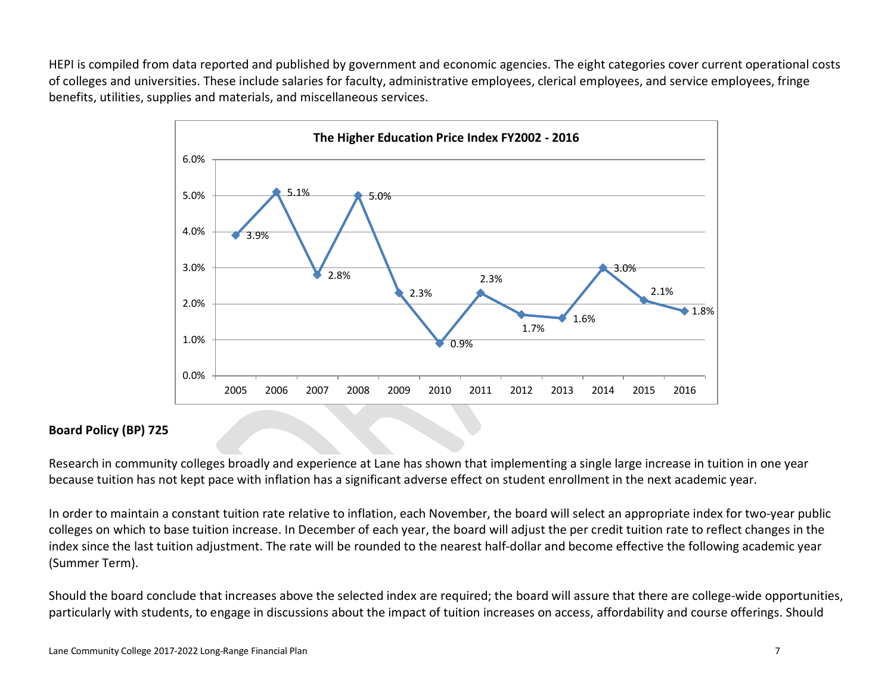HEPI is compiled from data reported and published by government and economic agencies. The eight categories cover current operational costs of colleges and universities. These include salaries for faculty, administrative employees, clerical employees, and service employees, fringe benefits, utilities, supplies and materials, and miscellaneous services.

**The Higher Education Price Index FY2002 - 2016**

| Year | HEPI |
|---|---|
| 2005 | 3.9% |
| 2006 | 5.1% |
| 2007 | 2.8% |
| 2008 | 5.0% |
| 2009 | 2.3% |
| 2010 | 0.9% |
| 2011 | 2.3% |
| 2012 | 1.7% |
| 2013 | 1.6% |
| 2014 | 3.0% |
| 2015 | 2.1% |
| 2016 | 1.8% |

**Board Policy (BP) 725**

Research in community colleges broadly and experience at Lane has shown that implementing a single large increase in tuition in one year because tuition has not kept pace with inflation has a significant adverse effect on student enrollment in the next academic year.

In order to maintain a constant tuition rate relative to inflation, each November, the board will select an appropriate index for two-year public colleges on which to base tuition increase. In December of each year, the board will adjust the per credit tuition rate to reflect changes in the index since the last tuition adjustment. The rate will be rounded to the nearest half-dollar and become effective the following academic year (Summer Term).

Should the board conclude that increases above the selected index are required; the board will assure that there are college-wide opportunities, particularly with students, to engage in discussions about the impact of tuition increases on access, affordability and course offerings. Should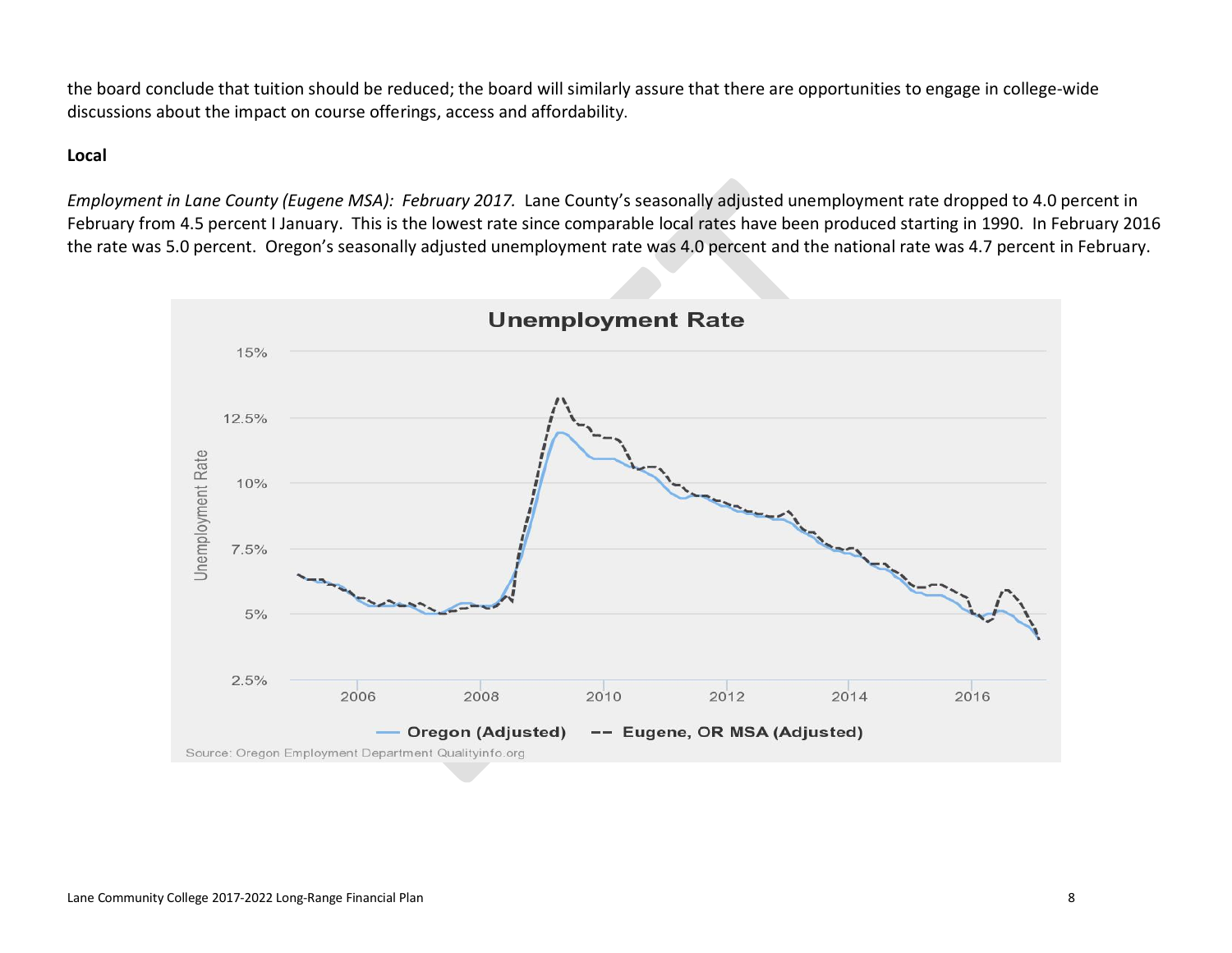the board conclude that tuition should be reduced; the board will similarly assure that there are opportunities to engage in college-wide discussions about the impact on course offerings, access and affordability.

**Local**

*Employment in Lane County (Eugene MSA): February 2017.* Lane County's seasonally adjusted unemployment rate dropped to 4.0 percent in February from 4.5 percent I January. This is the lowest rate since comparable local rates have been produced starting in 1990. In February 2016 the rate was 5.0 percent. Oregon's seasonally adjusted unemployment rate was 4.0 percent and the national rate was 4.7 percent in February.

**Unemployment Rate**

Oregon (Adjusted) — Eugene, OR MSA (Adjusted)

Source: Oregon Employment Department Qualityinfo.org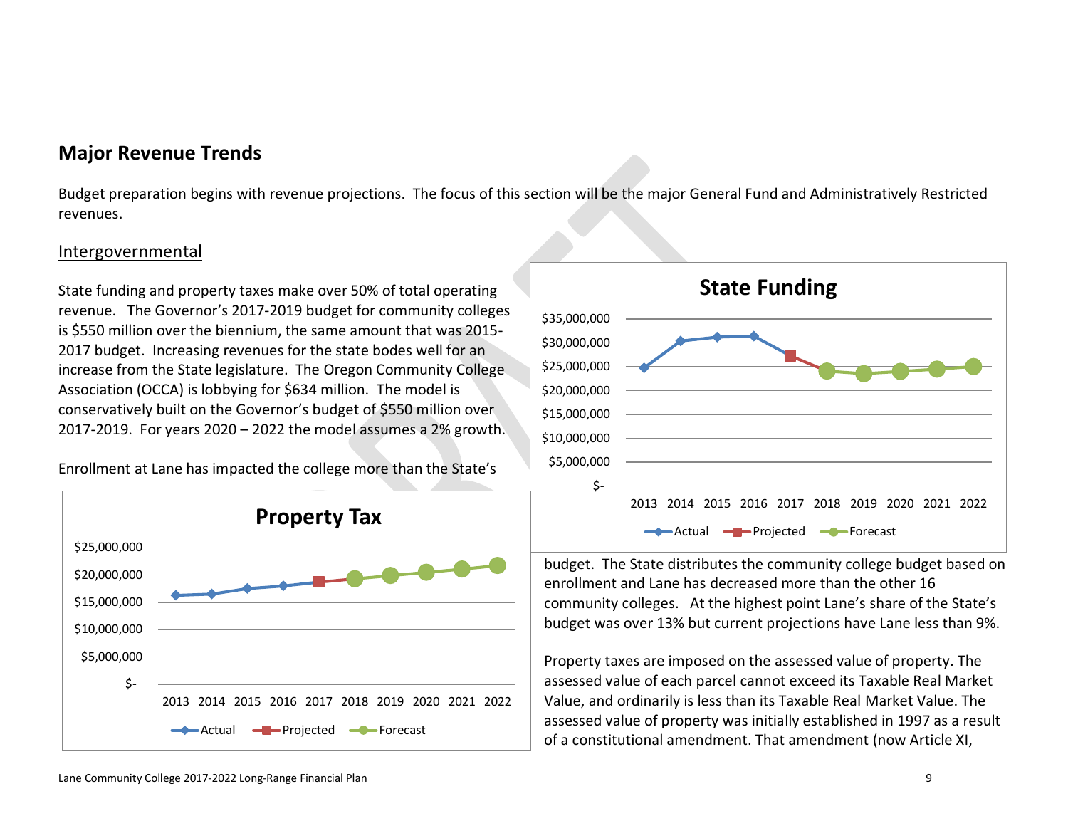## Major Revenue Trends

Budget preparation begins with revenue projections. The focus of this section will be the major General Fund and Administratively Restricted revenues.

### Intergovernmental

State funding and property taxes make over 50% of total operating revenue. The Governor's 2017-2019 budget for community colleges is $550 million over the biennium, the same amount that was 2015-2017 budget. Increasing revenues for the state bodes well for an increase from the State legislature. The Oregon Community College Association (OCCA) is lobbying for $634 million. The model is conservatively built on the Governor's budget of $550 million over 2017-2019. For years 2020 – 2022 the model assumes a 2% growth.

Enrollment at Lane has impacted the college more than the State's budget. The State distributes the community college budget based on enrollment and Lane has decreased more than the other 16 community colleges. At the highest point Lane's share of the State's budget was over 13% but current projections have Lane less than 9%.

Property taxes are imposed on the assessed value of property. The assessed value of each parcel cannot exceed its Taxable Real Market Value, and ordinarily is less than its Taxable Real Market Value. The assessed value of property was initially established in 1997 as a result of a constitutional amendment. That amendment (now Article XI,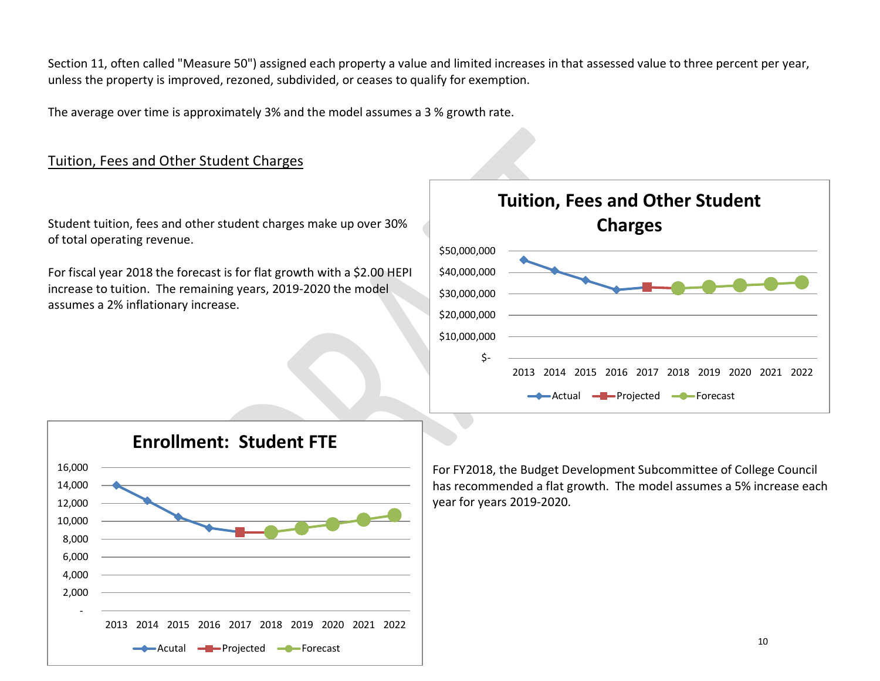Section 11, often called "Measure 50") assigned each property a value and limited increases in that assessed value to three percent per year, unless the property is improved, rezoned, subdivided, or ceases to qualify for exemption.

The average over time is approximately 3% and the model assumes a 3 % growth rate.

## Tuition, Fees and Other Student Charges

Student tuition, fees and other student charges make up over 30% of total operating revenue.

For fiscal year 2018 the forecast is for flat growth with a $2.00 HEPI increase to tuition. The remaining years, 2019-2020 the model assumes a 2% inflationary increase.

**Tuition, Fees and Other Student Charges**

$50,000,000
$40,000,000
$30,000,000
$20,000,000
$10,000,000
$-

2013 2014 2015 2016 2017 2018 2019 2020 2021 2022

Actual Projected Forecast

**Enrollment: Student FTE**

16,000
14,000
12,000
10,000
8,000
6,000
4,000
2,000
-

2013 2014 2015 2016 2017 2018 2019 2020 2021 2022

Acutal Projected Forecast

For FY2018, the Budget Development Subcommittee of College Council has recommended a flat growth. The model assumes a 5% increase each year for years 2019-2020.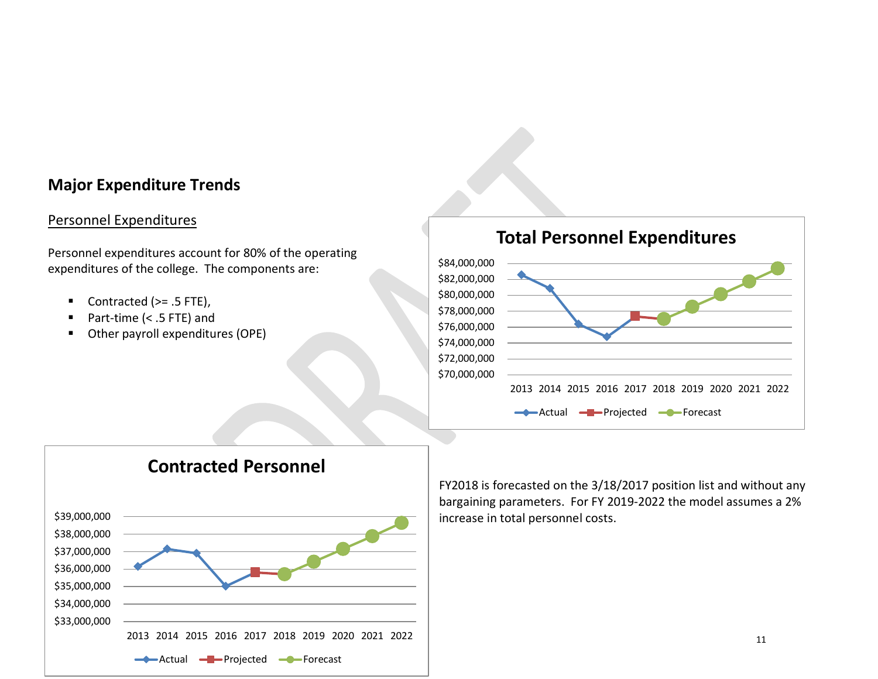## Major Expenditure Trends

### Personnel Expenditures

Personnel expenditures account for 80% of the operating expenditures of the college. The components are:

- Contracted (>= .5 FTE),
- Part-time (< .5 FTE) and
- Other payroll expenditures (OPE)

**Total Personnel Expenditures**

$84,000,000 / $82,000,000 / $80,000,000 / $78,000,000 / $76,000,000 / $74,000,000 / $72,000,000 / $70,000,000

2013 2014 2015 2016 2017 2018 2019 2020 2021 2022

Actual — Projected — Forecast

**Contracted Personnel**

$39,000,000 / $38,000,000 / $37,000,000 / $36,000,000 / $35,000,000 / $34,000,000 / $33,000,000

2013 2014 2015 2016 2017 2018 2019 2020 2021 2022

Actual — Projected — Forecast

FY2018 is forecasted on the 3/18/2017 position list and without any bargaining parameters. For FY 2019-2022 the model assumes a 2% increase in total personnel costs.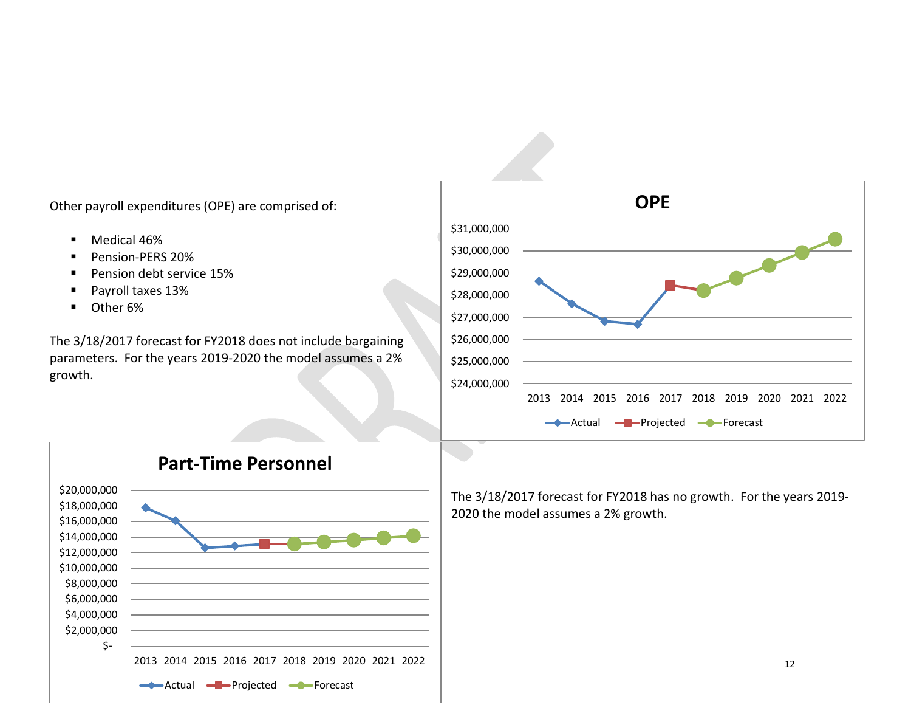Other payroll expenditures (OPE) are comprised of:

- Medical 46%
- Pension-PERS 20%
- Pension debt service 15%
- Payroll taxes 13%
- Other 6%

The 3/18/2017 forecast for FY2018 does not include bargaining parameters. For the years 2019-2020 the model assumes a 2% growth.

The 3/18/2017 forecast for FY2018 has no growth. For the years 2019-2020 the model assumes a 2% growth.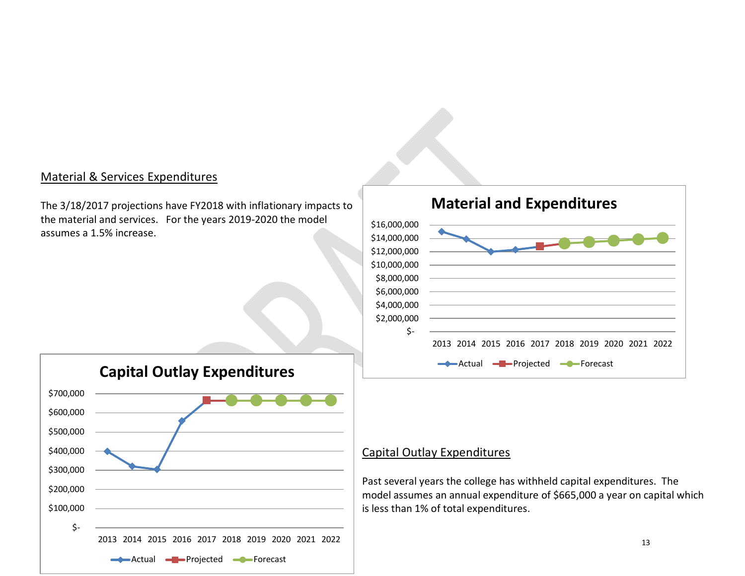## Material & Services Expenditures

The 3/18/2017 projections have FY2018 with inflationary impacts to the material and services. For the years 2019-2020 the model assumes a 1.5% increase.

## Capital Outlay Expenditures

Past several years the college has withheld capital expenditures. The model assumes an annual expenditure of $665,000 a year on capital which is less than 1% of total expenditures.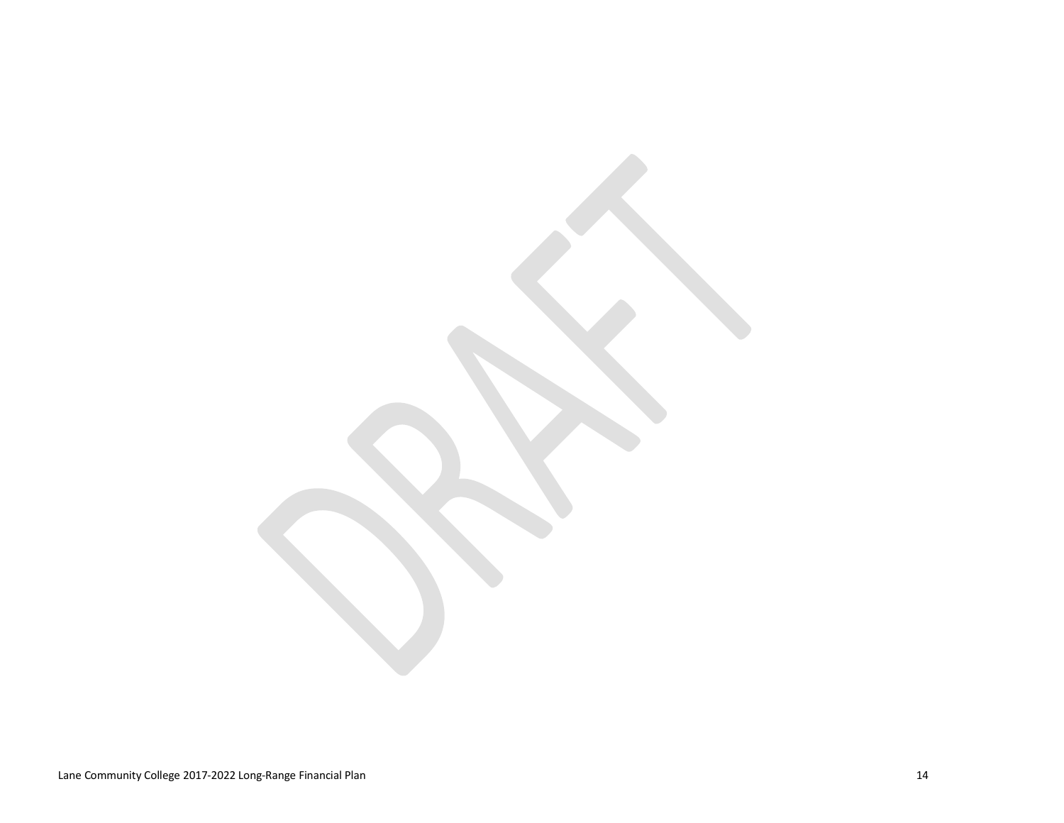DRAFT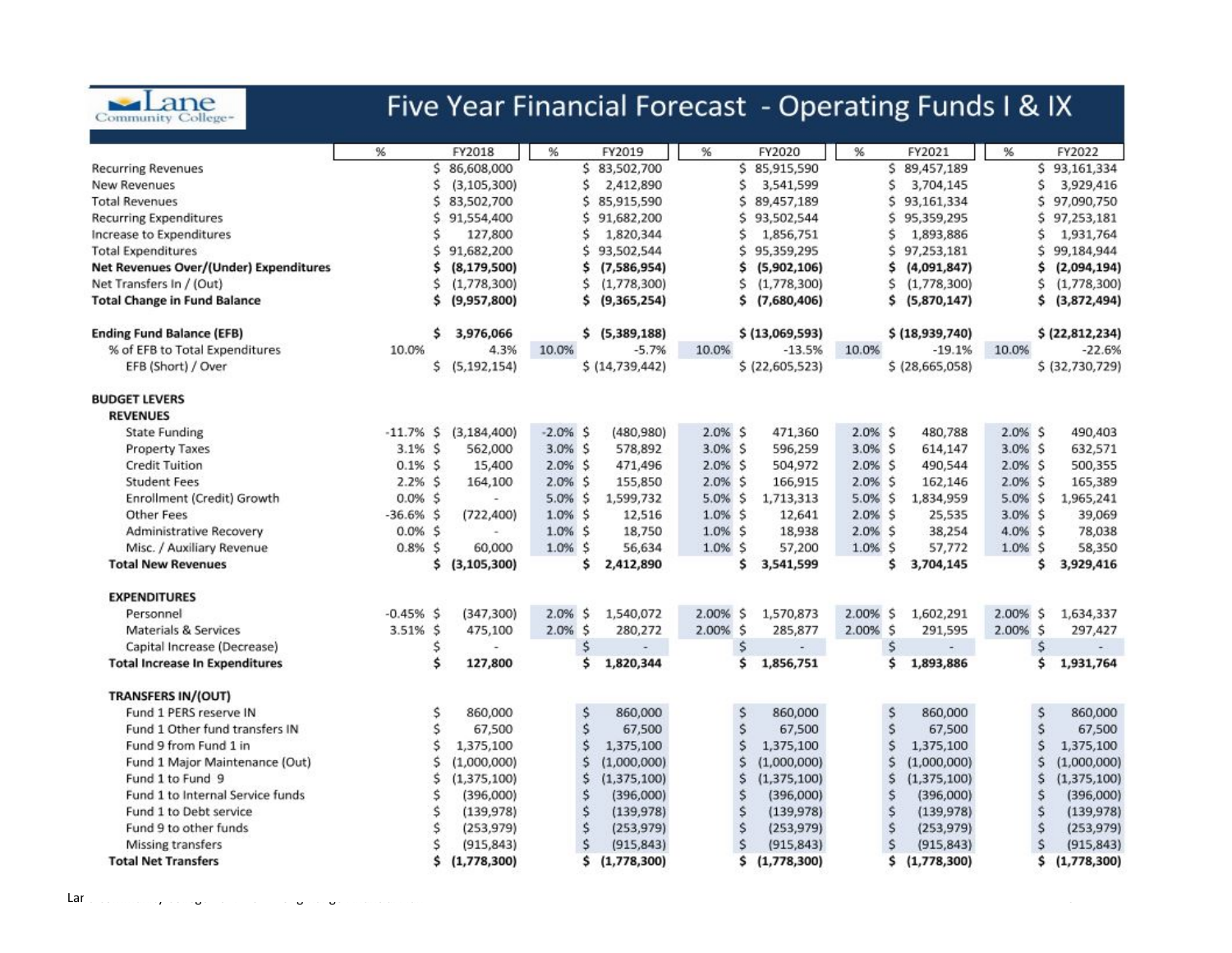# Lane Community College — Five Year Financial Forecast - Operating Funds I & IX

| | % | FY2018 | % | FY2019 | % | FY2020 | % | FY2021 | % | FY2022 |
|---|---|---|---|---|---|---|---|---|---|---|
| Recurring Revenues | | $ 86,608,000 | | $ 83,502,700 | | $ 85,915,590 | | $ 89,457,189 | | $ 93,161,334 |
| New Revenues | | $ (3,105,300) | | $ 2,412,890 | | $ 3,541,599 | | $ 3,704,145 | | $ 3,929,416 |
| Total Revenues | | $ 83,502,700 | | $ 85,915,590 | | $ 89,457,189 | | $ 93,161,334 | | $ 97,090,750 |
| Recurring Expenditures | | $ 91,554,400 | | $ 91,682,200 | | $ 93,502,544 | | $ 95,359,295 | | $ 97,253,181 |
| Increase to Expenditures | | $ 127,800 | | $ 1,820,344 | | $ 1,856,751 | | $ 1,893,886 | | $ 1,931,764 |
| Total Expenditures | | $ 91,682,200 | | $ 93,502,544 | | $ 95,359,295 | | $ 97,253,181 | | $ 99,184,944 |
| **Net Revenues Over/(Under) Expenditures** | | **$ (8,179,500)** | | **$ (7,586,954)** | | **$ (5,902,106)** | | **$ (4,091,847)** | | **$ (2,094,194)** |
| Net Transfers In / (Out) | | $ (1,778,300) | | $ (1,778,300) | | $ (1,778,300) | | $ (1,778,300) | | $ (1,778,300) |
| **Total Change in Fund Balance** | | **$ (9,957,800)** | | **$ (9,365,254)** | | **$ (7,680,406)** | | **$ (5,870,147)** | | **$ (3,872,494)** |
| | | | | | | | | | | |
| **Ending Fund Balance (EFB)** | | **$ 3,976,066** | | **$ (5,389,188)** | | **$ (13,069,593)** | | **$ (18,939,740)** | | **$ (22,812,234)** |
| % of EFB to Total Expenditures | 10.0% | 4.3% | 10.0% | -5.7% | 10.0% | -13.5% | 10.0% | -19.1% | 10.0% | -22.6% |
| EFB (Short) / Over | | $ (5,192,154) | | $ (14,739,442) | | $ (22,605,523) | | $ (28,665,058) | | $ (32,730,729) |
| | | | | | | | | | | |
| **BUDGET LEVERS** | | | | | | | | | | |
| **REVENUES** | | | | | | | | | | |
| State Funding | -11.7% | $ (3,184,400) | -2.0% | $ (480,980) | 2.0% | $ 471,360 | 2.0% | $ 480,788 | 2.0% | $ 490,403 |
| Property Taxes | 3.1% | $ 562,000 | 3.0% | $ 578,892 | 3.0% | $ 596,259 | 3.0% | $ 614,147 | 3.0% | $ 632,571 |
| Credit Tuition | 0.1% | $ 15,400 | 2.0% | $ 471,496 | 2.0% | $ 504,972 | 2.0% | $ 490,544 | 2.0% | $ 500,355 |
| Student Fees | 2.2% | $ 164,100 | 2.0% | $ 155,850 | 2.0% | $ 166,915 | 2.0% | $ 162,146 | 2.0% | $ 165,389 |
| Enrollment (Credit) Growth | 0.0% | $ - | 5.0% | $ 1,599,732 | 5.0% | $ 1,713,313 | 5.0% | $ 1,834,959 | 5.0% | $ 1,965,241 |
| Other Fees | -36.6% | $ (722,400) | 1.0% | $ 12,516 | 1.0% | $ 12,641 | 2.0% | $ 25,535 | 3.0% | $ 39,069 |
| Administrative Recovery | 0.0% | $ - | 1.0% | $ 18,750 | 1.0% | $ 18,938 | 2.0% | $ 38,254 | 4.0% | $ 78,038 |
| Misc. / Auxiliary Revenue | 0.8% | $ 60,000 | 1.0% | $ 56,634 | 1.0% | $ 57,200 | 1.0% | $ 57,772 | 1.0% | $ 58,350 |
| **Total New Revenues** | | **$ (3,105,300)** | | **$ 2,412,890** | | **$ 3,541,599** | | **$ 3,704,145** | | **$ 3,929,416** |
| | | | | | | | | | | |
| **EXPENDITURES** | | | | | | | | | | |
| Personnel | -0.45% | $ (347,300) | 2.0% | $ 1,540,072 | 2.00% | $ 1,570,873 | 2.00% | $ 1,602,291 | 2.00% | $ 1,634,337 |
| Materials & Services | 3.51% | $ 475,100 | 2.0% | $ 280,272 | 2.00% | $ 285,877 | 2.00% | $ 291,595 | 2.00% | $ 297,427 |
| Capital Increase (Decrease) | | $ - | | $ - | | $ - | | $ - | | $ - |
| **Total Increase In Expenditures** | | **$ 127,800** | | **$ 1,820,344** | | **$ 1,856,751** | | **$ 1,893,886** | | **$ 1,931,764** |
| | | | | | | | | | | |
| **TRANSFERS IN/(OUT)** | | | | | | | | | | |
| Fund 1 PERS reserve IN | | $ 860,000 | | $ 860,000 | | $ 860,000 | | $ 860,000 | | $ 860,000 |
| Fund 1 Other fund transfers IN | | $ 67,500 | | $ 67,500 | | $ 67,500 | | $ 67,500 | | $ 67,500 |
| Fund 9 from Fund 1 in | | $ 1,375,100 | | $ 1,375,100 | | $ 1,375,100 | | $ 1,375,100 | | $ 1,375,100 |
| Fund 1 Major Maintenance (Out) | | $ (1,000,000) | | $ (1,000,000) | | $ (1,000,000) | | $ (1,000,000) | | $ (1,000,000) |
| Fund 1 to Fund 9 | | $ (1,375,100) | | $ (1,375,100) | | $ (1,375,100) | | $ (1,375,100) | | $ (1,375,100) |
| Fund 1 to Internal Service funds | | $ (396,000) | | $ (396,000) | | $ (396,000) | | $ (396,000) | | $ (396,000) |
| Fund 1 to Debt service | | $ (139,978) | | $ (139,978) | | $ (139,978) | | $ (139,978) | | $ (139,978) |
| Fund 9 to other funds | | $ (253,979) | | $ (253,979) | | $ (253,979) | | $ (253,979) | | $ (253,979) |
| Missing transfers | | $ (915,843) | | $ (915,843) | | $ (915,843) | | $ (915,843) | | $ (915,843) |
| **Total Net Transfers** | | **$ (1,778,300)** | | **$ (1,778,300)** | | **$ (1,778,300)** | | **$ (1,778,300)** | | **$ (1,778,300)** |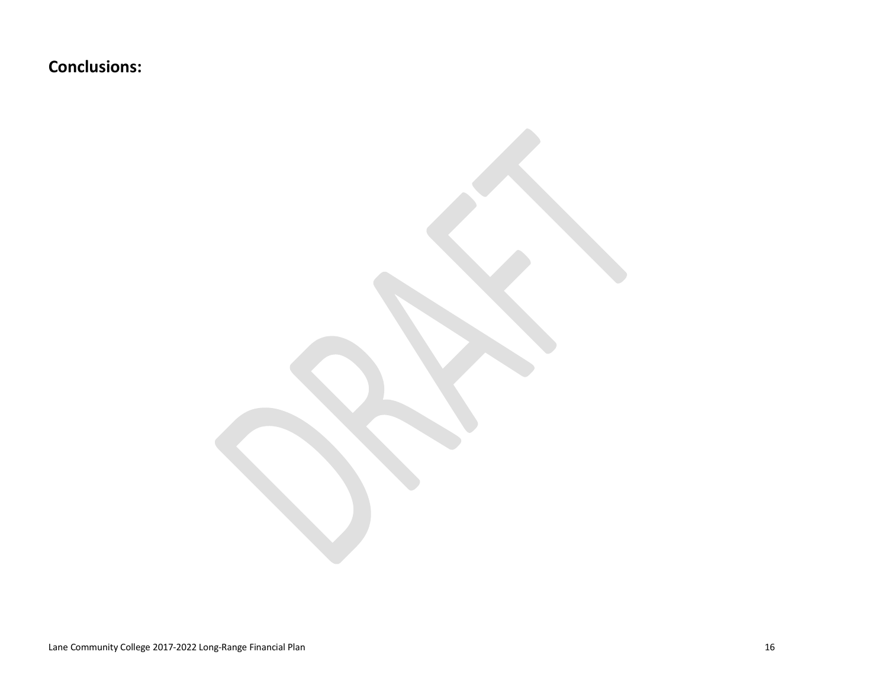**Conclusions:**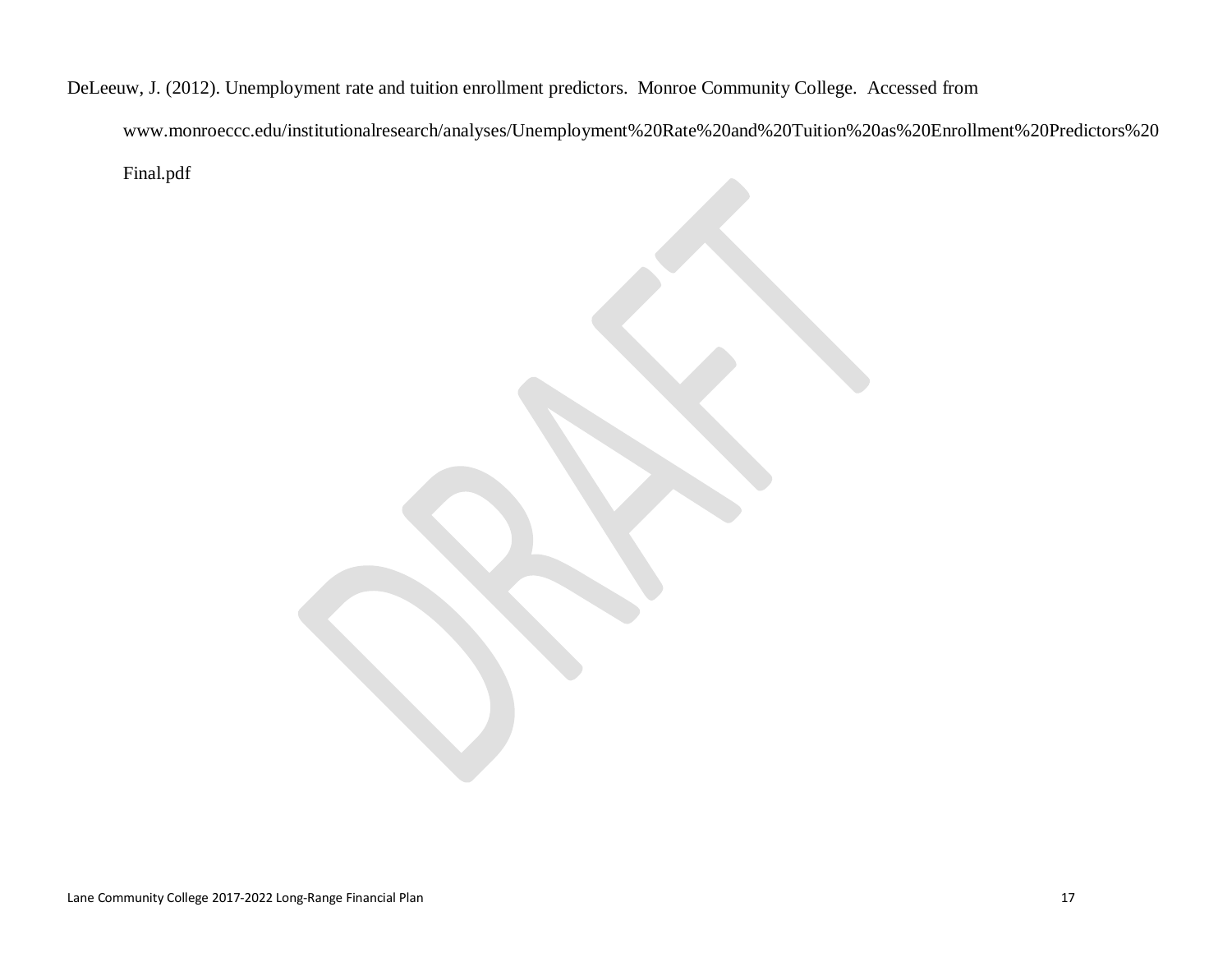DeLeeuw, J. (2012). Unemployment rate and tuition enrollment predictors. Monroe Community College. Accessed from www.monroeccc.edu/institutionalresearch/analyses/Unemployment%20Rate%20and%20Tuition%20as%20Enrollment%20Predictors%20 Final.pdf